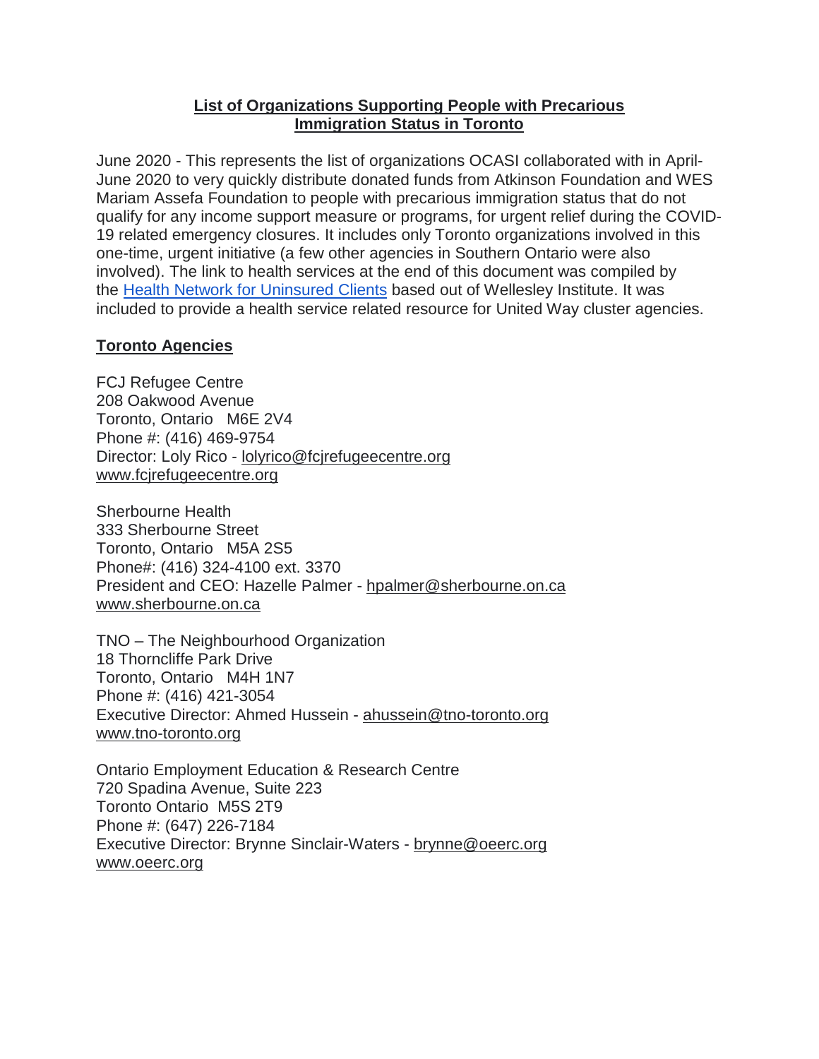# List of Organizations Supporting People with Precarious Immigration Status in Toronto

June 2020 - This represents the list of organizations OCASI collaborated with in April-June 2020 to very quickly distribute donated funds from Atkinson Foundation and WES Mariam Assefa Foundation to people with precarious immigration status that do not qualify for any income support measure or programs, for urgent relief during the COVID-19 related emergency closures. It includes only Toronto organizations involved in this one-time, urgent initiative (a few other agencies in Southern Ontario were also involved). The link to health services at the end of this document was compiled by the Health Network for Uninsured Clients based out of Wellesley Institute. It was included to provide a health service related resource for United Way cluster agencies.

## Toronto Agencies

FCJ Refugee Centre
208 Oakwood Avenue
Toronto, Ontario M6E 2V4
Phone #: (416) 469-9754
Director: Loly Rico - lolyrico@fcjrefugeecentre.org
www.fcjrefugeecentre.org

Sherbourne Health
333 Sherbourne Street
Toronto, Ontario M5A 2S5
Phone#: (416) 324-4100 ext. 3370
President and CEO: Hazelle Palmer - hpalmer@sherbourne.on.ca
www.sherbourne.on.ca

TNO – The Neighbourhood Organization
18 Thorncliffe Park Drive
Toronto, Ontario M4H 1N7
Phone #: (416) 421-3054
Executive Director: Ahmed Hussein - ahussein@tno-toronto.org
www.tno-toronto.org

Ontario Employment Education & Research Centre
720 Spadina Avenue, Suite 223
Toronto Ontario M5S 2T9
Phone #: (647) 226-7184
Executive Director: Brynne Sinclair-Waters - brynne@oeerc.org
www.oeerc.org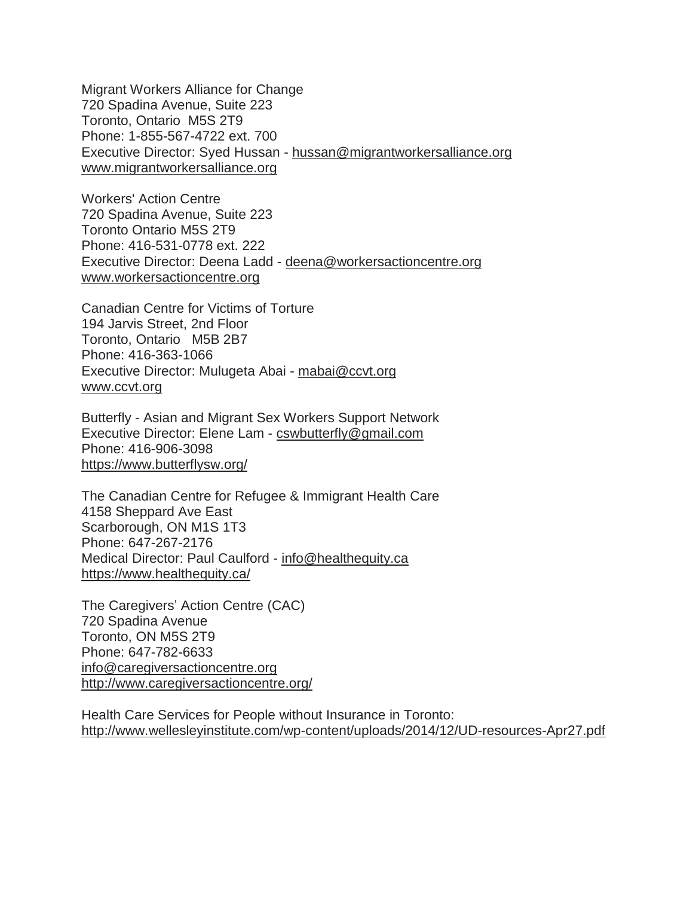Migrant Workers Alliance for Change
720 Spadina Avenue, Suite 223
Toronto, Ontario  M5S 2T9
Phone: 1-855-567-4722 ext. 700
Executive Director: Syed Hussan - hussan@migrantworkersalliance.org
www.migrantworkersalliance.org

Workers' Action Centre
720 Spadina Avenue, Suite 223
Toronto Ontario M5S 2T9
Phone: 416-531-0778 ext. 222
Executive Director: Deena Ladd - deena@workersactioncentre.org
www.workersactioncentre.org

Canadian Centre for Victims of Torture
194 Jarvis Street, 2nd Floor
Toronto, Ontario   M5B 2B7
Phone: 416-363-1066
Executive Director: Mulugeta Abai - mabai@ccvt.org
www.ccvt.org

Butterfly - Asian and Migrant Sex Workers Support Network
Executive Director: Elene Lam - cswbutterfly@gmail.com
Phone: 416-906-3098
https://www.butterflysw.org/

The Canadian Centre for Refugee & Immigrant Health Care
4158 Sheppard Ave East
Scarborough, ON M1S 1T3
Phone: 647-267-2176
Medical Director: Paul Caulford - info@healthequity.ca
https://www.healthequity.ca/

The Caregivers' Action Centre (CAC)
720 Spadina Avenue
Toronto, ON M5S 2T9
Phone: 647-782-6633
info@caregiversactioncentre.org
http://www.caregiversactioncentre.org/

Health Care Services for People without Insurance in Toronto:
http://www.wellesleyinstitute.com/wp-content/uploads/2014/12/UD-resources-Apr27.pdf